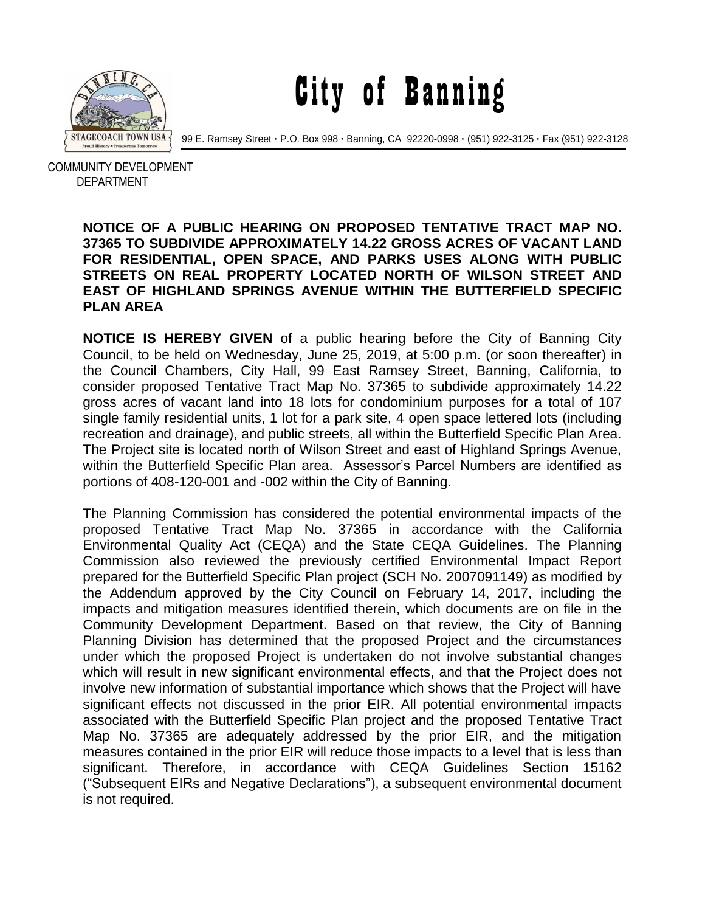# City of Banning

99 E. Ramsey Street · P.O. Box 998 · Banning, CA 92220-0998 · (951) 922-3125 · Fax (951) 922-3128

COMMUNITY DEVELOPMENT DEPARTMENT

**NOTICE OF A PUBLIC HEARING ON PROPOSED TENTATIVE TRACT MAP NO. 37365 TO SUBDIVIDE APPROXIMATELY 14.22 GROSS ACRES OF VACANT LAND FOR RESIDENTIAL, OPEN SPACE, AND PARKS USES ALONG WITH PUBLIC STREETS ON REAL PROPERTY LOCATED NORTH OF WILSON STREET AND EAST OF HIGHLAND SPRINGS AVENUE WITHIN THE BUTTERFIELD SPECIFIC PLAN AREA**

**NOTICE IS HEREBY GIVEN** of a public hearing before the City of Banning City Council, to be held on Wednesday, June 25, 2019, at 5:00 p.m. (or soon thereafter) in the Council Chambers, City Hall, 99 East Ramsey Street, Banning, California, to consider proposed Tentative Tract Map No. 37365 to subdivide approximately 14.22 gross acres of vacant land into 18 lots for condominium purposes for a total of 107 single family residential units, 1 lot for a park site, 4 open space lettered lots (including recreation and drainage), and public streets, all within the Butterfield Specific Plan Area. The Project site is located north of Wilson Street and east of Highland Springs Avenue, within the Butterfield Specific Plan area. Assessor's Parcel Numbers are identified as portions of 408-120-001 and -002 within the City of Banning.

The Planning Commission has considered the potential environmental impacts of the proposed Tentative Tract Map No. 37365 in accordance with the California Environmental Quality Act (CEQA) and the State CEQA Guidelines. The Planning Commission also reviewed the previously certified Environmental Impact Report prepared for the Butterfield Specific Plan project (SCH No. 2007091149) as modified by the Addendum approved by the City Council on February 14, 2017, including the impacts and mitigation measures identified therein, which documents are on file in the Community Development Department. Based on that review, the City of Banning Planning Division has determined that the proposed Project and the circumstances under which the proposed Project is undertaken do not involve substantial changes which will result in new significant environmental effects, and that the Project does not involve new information of substantial importance which shows that the Project will have significant effects not discussed in the prior EIR. All potential environmental impacts associated with the Butterfield Specific Plan project and the proposed Tentative Tract Map No. 37365 are adequately addressed by the prior EIR, and the mitigation measures contained in the prior EIR will reduce those impacts to a level that is less than significant. Therefore, in accordance with CEQA Guidelines Section 15162 ("Subsequent EIRs and Negative Declarations"), a subsequent environmental document is not required.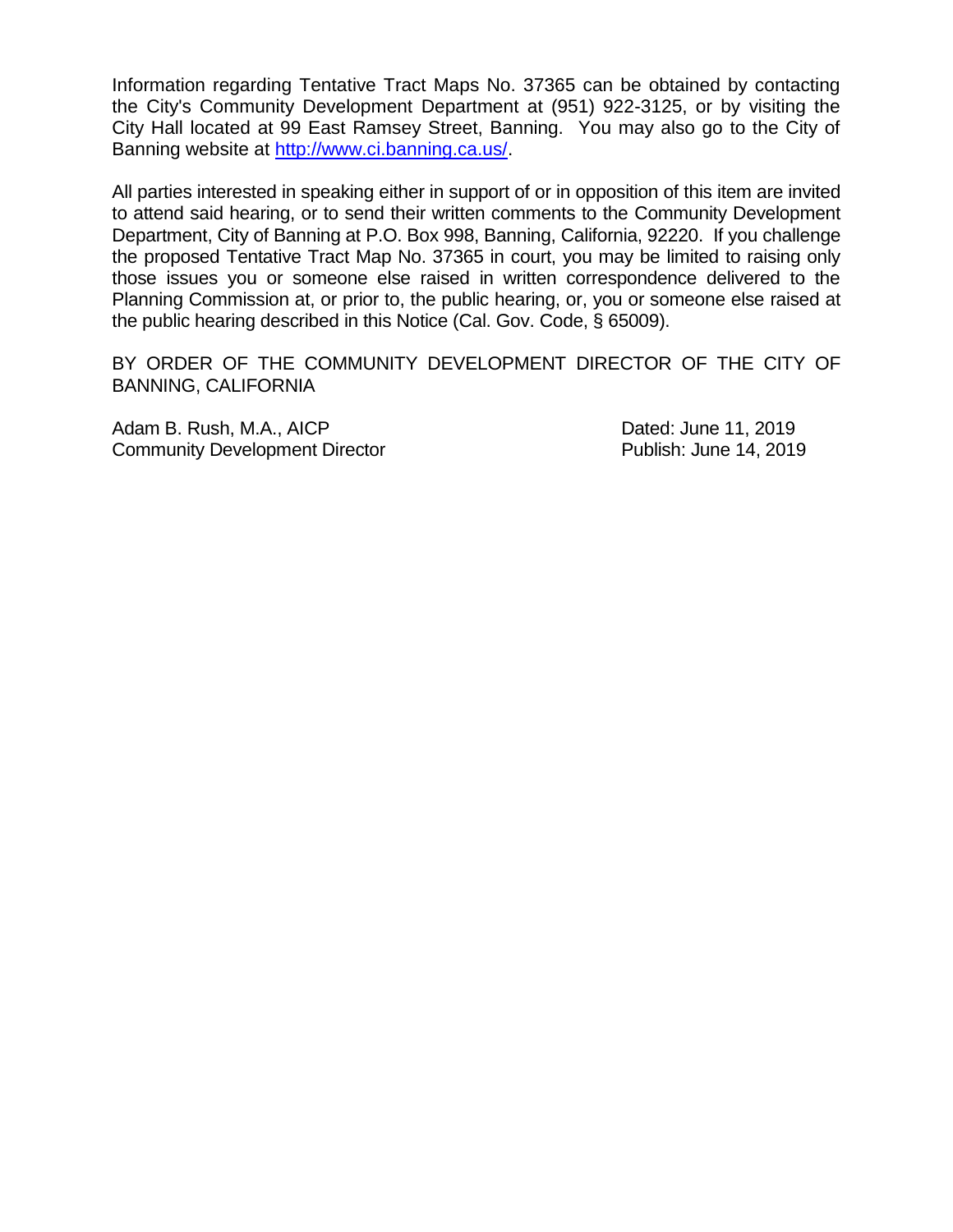Information regarding Tentative Tract Maps No. 37365 can be obtained by contacting the City's Community Development Department at (951) 922-3125, or by visiting the City Hall located at 99 East Ramsey Street, Banning. You may also go to the City of Banning website at [http://www.ci.banning.ca.us/](http://www.ci.banning.ca.us/).

All parties interested in speaking either in support of or in opposition of this item are invited to attend said hearing, or to send their written comments to the Community Development Department, City of Banning at P.O. Box 998, Banning, California, 92220. If you challenge the proposed Tentative Tract Map No. 37365 in court, you may be limited to raising only those issues you or someone else raised in written correspondence delivered to the Planning Commission at, or prior to, the public hearing, or, you or someone else raised at the public hearing described in this Notice (Cal. Gov. Code, § 65009).

BY ORDER OF THE COMMUNITY DEVELOPMENT DIRECTOR OF THE CITY OF BANNING, CALIFORNIA

Adam B. Rush, M.A., AICP
Community Development Director

Dated: June 11, 2019
Publish: June 14, 2019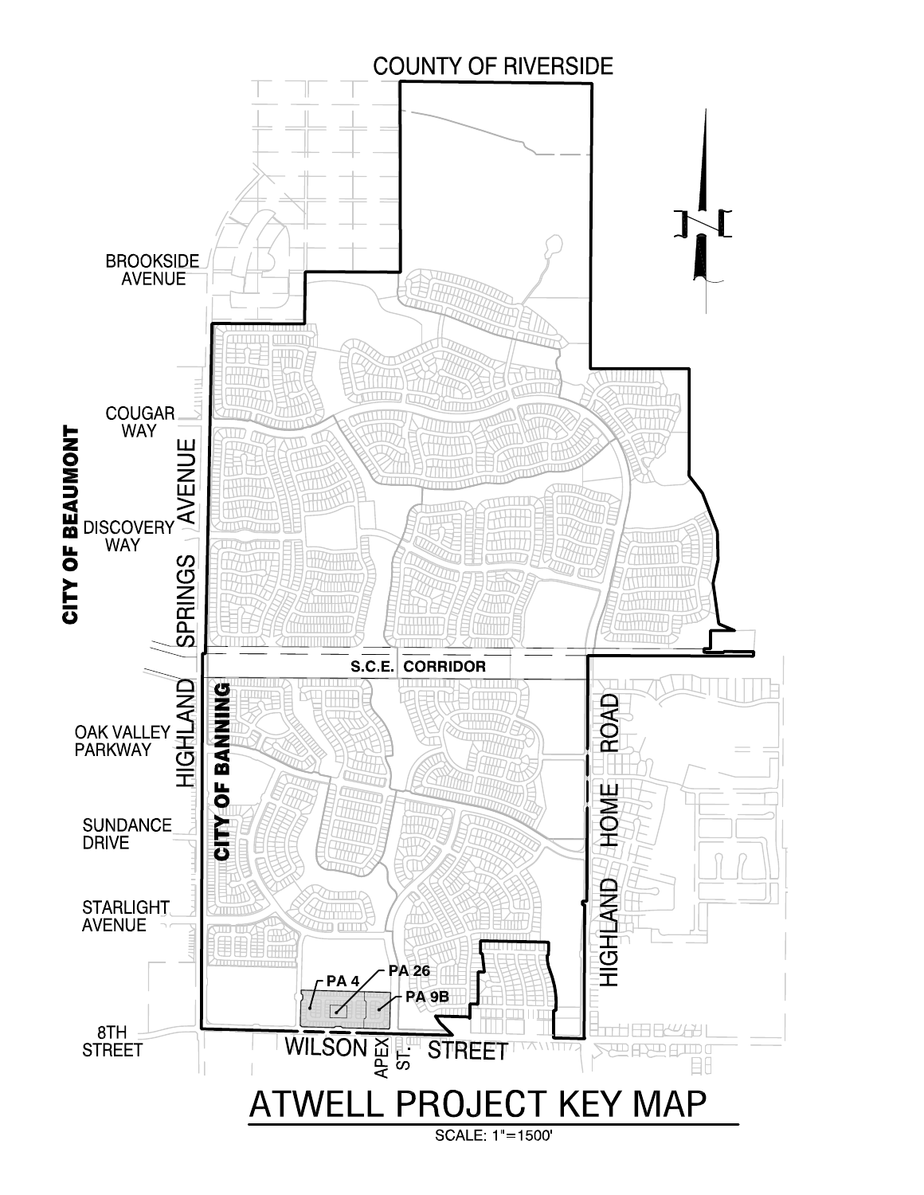COUNTY OF RIVERSIDE

BROOKSIDE AVENUE

COUGAR WAY

DISCOVERY WAY

CITY OF BEAUMONT

HIGHLAND SPRINGS AVENUE

S.C.E. CORRIDOR

OAK VALLEY PARKWAY

CITY OF BANNING

SUNDANCE DRIVE

STARLIGHT AVENUE

PA 4

PA 26

PA 9B

8TH STREET

WILSON

APEX ST.

STREET

HIGHLAND HOME ROAD

# ATWELL PROJECT KEY MAP

SCALE: 1"=1500'